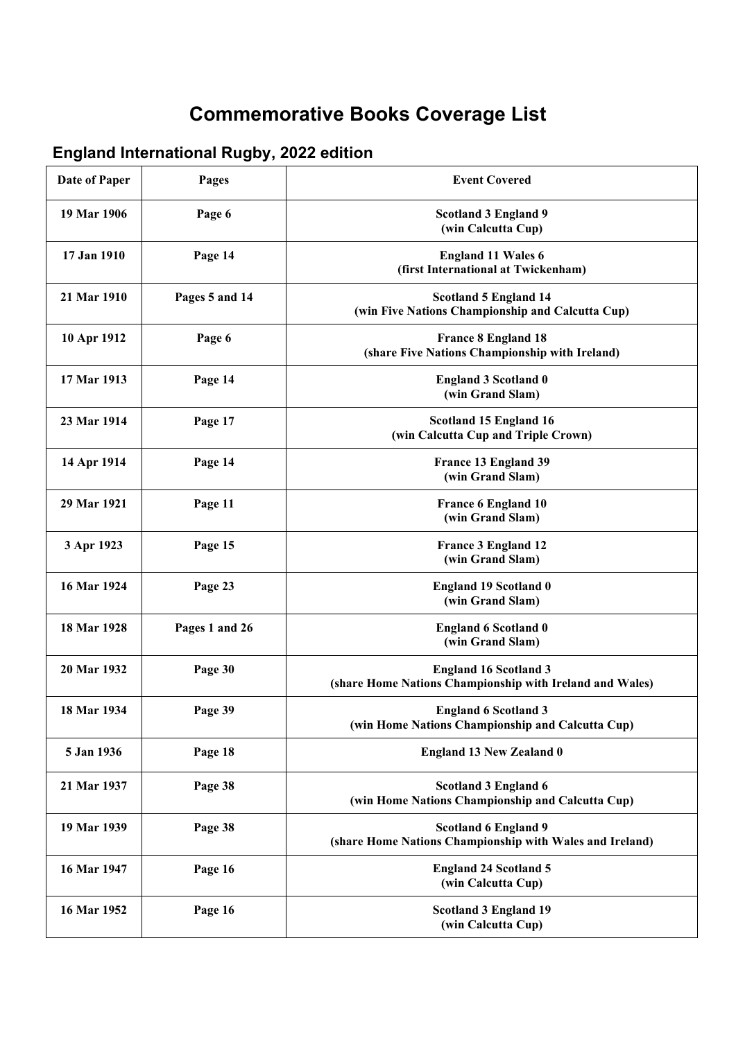# Commemorative Books Coverage List

## England International Rugby, 2022 edition

| Date of Paper | Pages | Event Covered |
|---|---|---|
| 19 Mar 1906 | Page 6 | Scotland 3 England 9 (win Calcutta Cup) |
| 17 Jan 1910 | Page 14 | England 11 Wales 6 (first International at Twickenham) |
| 21 Mar 1910 | Pages 5 and 14 | Scotland 5 England 14 (win Five Nations Championship and Calcutta Cup) |
| 10 Apr 1912 | Page 6 | France 8 England 18 (share Five Nations Championship with Ireland) |
| 17 Mar 1913 | Page 14 | England 3 Scotland 0 (win Grand Slam) |
| 23 Mar 1914 | Page 17 | Scotland 15 England 16 (win Calcutta Cup and Triple Crown) |
| 14 Apr 1914 | Page 14 | France 13 England 39 (win Grand Slam) |
| 29 Mar 1921 | Page 11 | France 6 England 10 (win Grand Slam) |
| 3 Apr 1923 | Page 15 | France 3 England 12 (win Grand Slam) |
| 16 Mar 1924 | Page 23 | England 19 Scotland 0 (win Grand Slam) |
| 18 Mar 1928 | Pages 1 and 26 | England 6 Scotland 0 (win Grand Slam) |
| 20 Mar 1932 | Page 30 | England 16 Scotland 3 (share Home Nations Championship with Ireland and Wales) |
| 18 Mar 1934 | Page 39 | England 6 Scotland 3 (win Home Nations Championship and Calcutta Cup) |
| 5 Jan 1936 | Page 18 | England 13 New Zealand 0 |
| 21 Mar 1937 | Page 38 | Scotland 3 England 6 (win Home Nations Championship and Calcutta Cup) |
| 19 Mar 1939 | Page 38 | Scotland 6 England 9 (share Home Nations Championship with Wales and Ireland) |
| 16 Mar 1947 | Page 16 | England 24 Scotland 5 (win Calcutta Cup) |
| 16 Mar 1952 | Page 16 | Scotland 3 England 19 (win Calcutta Cup) |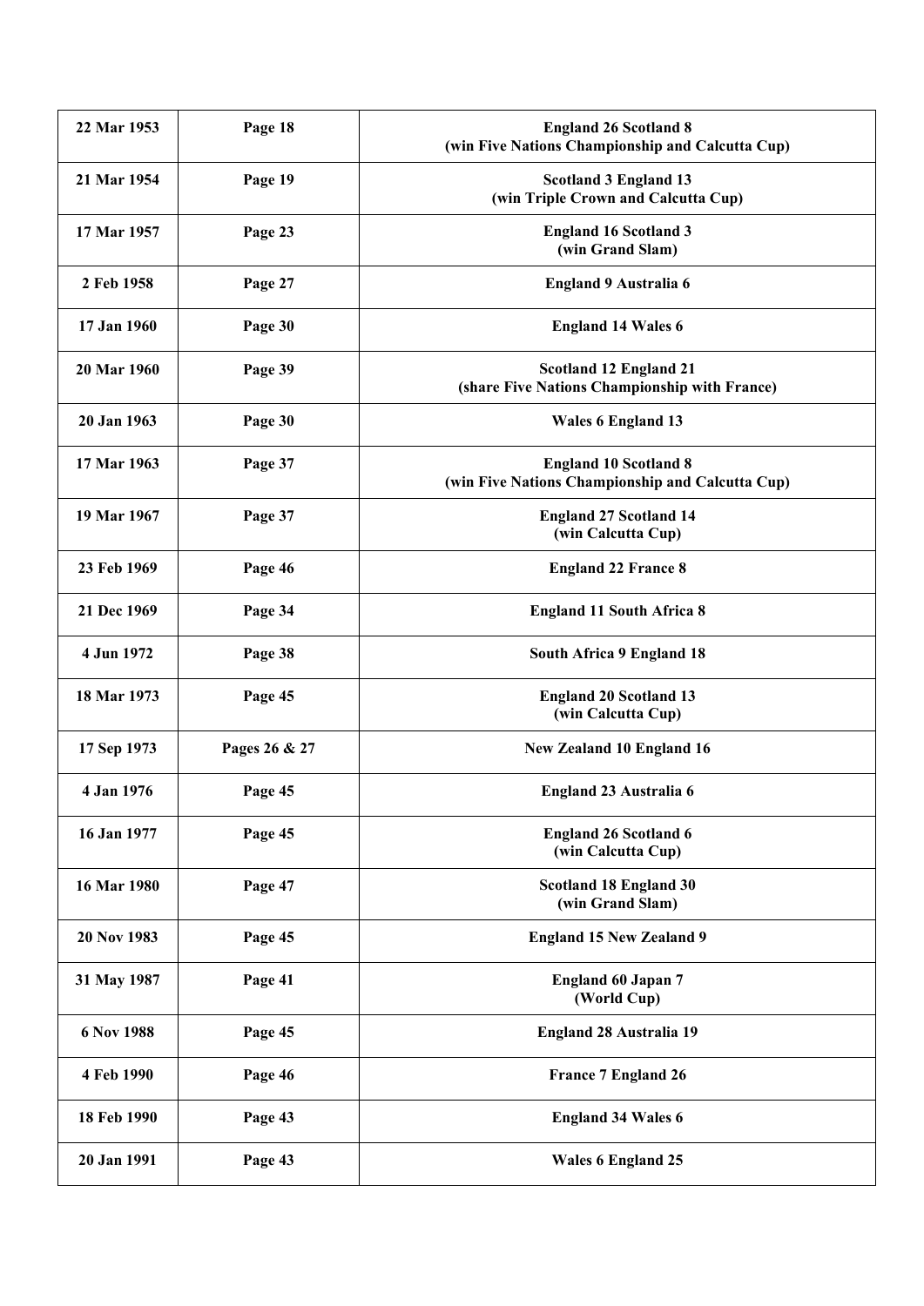| 22 Mar 1953 | Page 18 | **England 26 Scotland 8 (win Five Nations Championship and Calcutta Cup)** |
|---|---|---|
| 21 Mar 1954 | Page 19 | **Scotland 3 England 13 (win Triple Crown and Calcutta Cup)** |
| 17 Mar 1957 | Page 23 | **England 16 Scotland 3 (win Grand Slam)** |
| 2 Feb 1958 | Page 27 | **England 9 Australia 6** |
| 17 Jan 1960 | Page 30 | **England 14 Wales 6** |
| 20 Mar 1960 | Page 39 | **Scotland 12 England 21 (share Five Nations Championship with France)** |
| 20 Jan 1963 | Page 30 | **Wales 6 England 13** |
| 17 Mar 1963 | Page 37 | **England 10 Scotland 8 (win Five Nations Championship and Calcutta Cup)** |
| 19 Mar 1967 | Page 37 | **England 27 Scotland 14 (win Calcutta Cup)** |
| 23 Feb 1969 | Page 46 | **England 22 France 8** |
| 21 Dec 1969 | Page 34 | **England 11 South Africa 8** |
| 4 Jun 1972 | Page 38 | **South Africa 9 England 18** |
| 18 Mar 1973 | Page 45 | **England 20 Scotland 13 (win Calcutta Cup)** |
| 17 Sep 1973 | Pages 26 & 27 | **New Zealand 10 England 16** |
| 4 Jan 1976 | Page 45 | **England 23 Australia 6** |
| 16 Jan 1977 | Page 45 | **England 26 Scotland 6 (win Calcutta Cup)** |
| 16 Mar 1980 | Page 47 | **Scotland 18 England 30 (win Grand Slam)** |
| 20 Nov 1983 | Page 45 | **England 15 New Zealand 9** |
| 31 May 1987 | Page 41 | **England 60 Japan 7 (World Cup)** |
| 6 Nov 1988 | Page 45 | **England 28 Australia 19** |
| 4 Feb 1990 | Page 46 | **France 7 England 26** |
| 18 Feb 1990 | Page 43 | **England 34 Wales 6** |
| 20 Jan 1991 | Page 43 | **Wales 6 England 25** |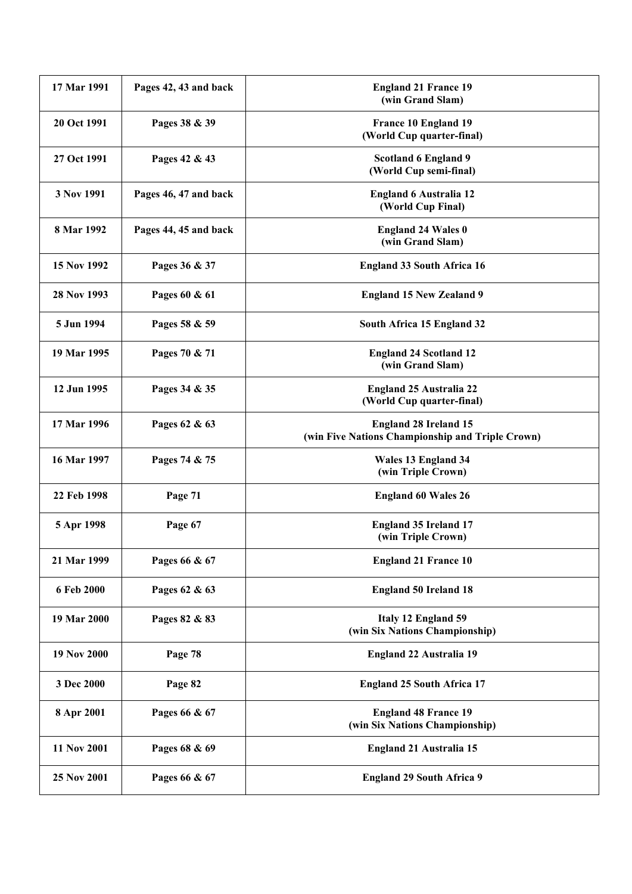| | | |
|---|---|---|
| **17 Mar 1991** | **Pages 42, 43 and back** | **England 21 France 19 (win Grand Slam)** |
| **20 Oct 1991** | **Pages 38 & 39** | **France 10 England 19 (World Cup quarter-final)** |
| **27 Oct 1991** | **Pages 42 & 43** | **Scotland 6 England 9 (World Cup semi-final)** |
| **3 Nov 1991** | **Pages 46, 47 and back** | **England 6 Australia 12 (World Cup Final)** |
| **8 Mar 1992** | **Pages 44, 45 and back** | **England 24 Wales 0 (win Grand Slam)** |
| **15 Nov 1992** | **Pages 36 & 37** | **England 33 South Africa 16** |
| **28 Nov 1993** | **Pages 60 & 61** | **England 15 New Zealand 9** |
| **5 Jun 1994** | **Pages 58 & 59** | **South Africa 15 England 32** |
| **19 Mar 1995** | **Pages 70 & 71** | **England 24 Scotland 12 (win Grand Slam)** |
| **12 Jun 1995** | **Pages 34 & 35** | **England 25 Australia 22 (World Cup quarter-final)** |
| **17 Mar 1996** | **Pages 62 & 63** | **England 28 Ireland 15 (win Five Nations Championship and Triple Crown)** |
| **16 Mar 1997** | **Pages 74 & 75** | **Wales 13 England 34 (win Triple Crown)** |
| **22 Feb 1998** | **Page 71** | **England 60 Wales 26** |
| **5 Apr 1998** | **Page 67** | **England 35 Ireland 17 (win Triple Crown)** |
| **21 Mar 1999** | **Pages 66 & 67** | **England 21 France 10** |
| **6 Feb 2000** | **Pages 62 & 63** | **England 50 Ireland 18** |
| **19 Mar 2000** | **Pages 82 & 83** | **Italy 12 England 59 (win Six Nations Championship)** |
| **19 Nov 2000** | **Page 78** | **England 22 Australia 19** |
| **3 Dec 2000** | **Page 82** | **England 25 South Africa 17** |
| **8 Apr 2001** | **Pages 66 & 67** | **England 48 France 19 (win Six Nations Championship)** |
| **11 Nov 2001** | **Pages 68 & 69** | **England 21 Australia 15** |
| **25 Nov 2001** | **Pages 66 & 67** | **England 29 South Africa 9** |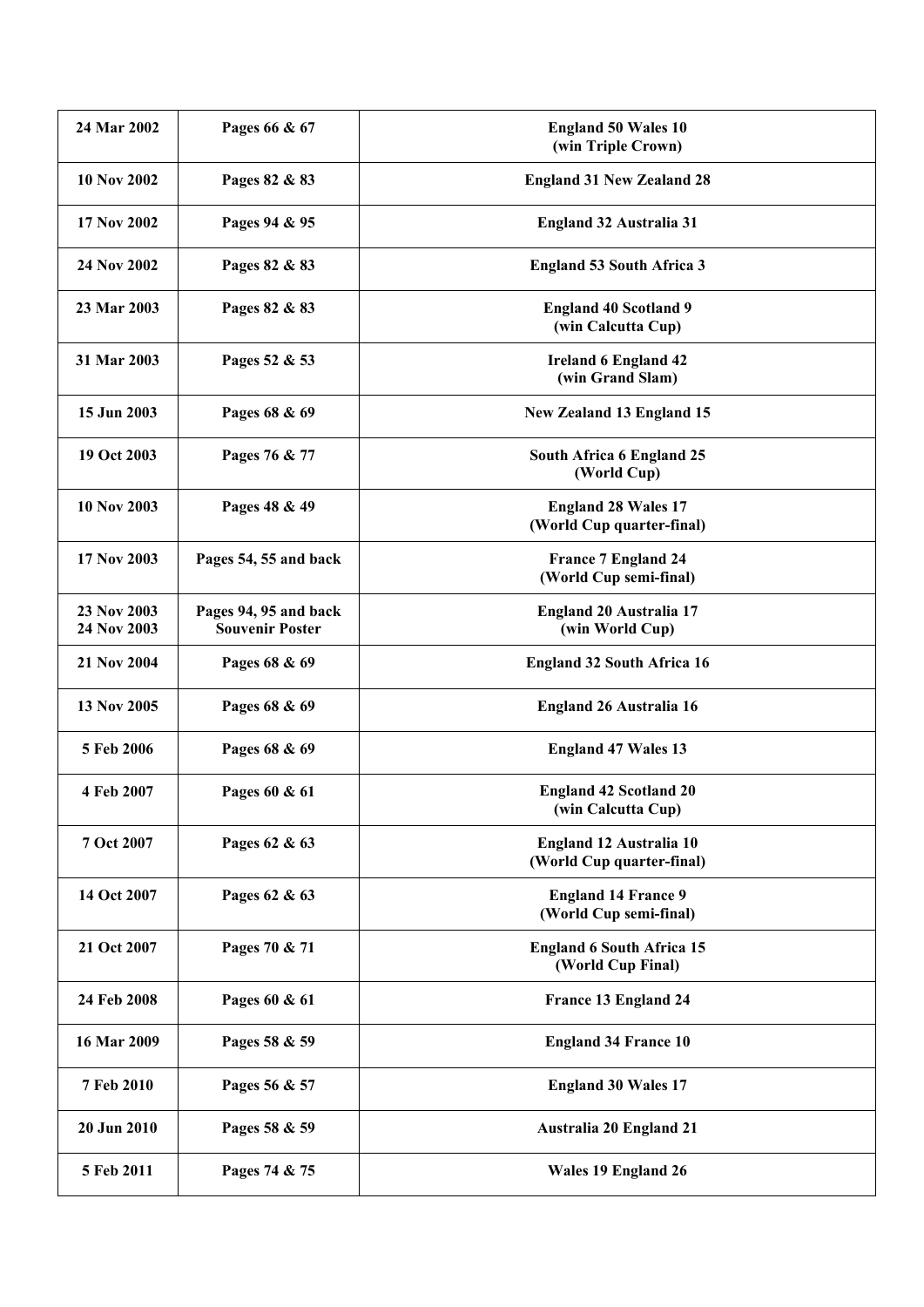| | | |
|---|---|---|
| **24 Mar 2002** | **Pages 66 & 67** | **England 50 Wales 10 (win Triple Crown)** |
| **10 Nov 2002** | **Pages 82 & 83** | **England 31 New Zealand 28** |
| **17 Nov 2002** | **Pages 94 & 95** | **England 32 Australia 31** |
| **24 Nov 2002** | **Pages 82 & 83** | **England 53 South Africa 3** |
| **23 Mar 2003** | **Pages 82 & 83** | **England 40 Scotland 9 (win Calcutta Cup)** |
| **31 Mar 2003** | **Pages 52 & 53** | **Ireland 6 England 42 (win Grand Slam)** |
| **15 Jun 2003** | **Pages 68 & 69** | **New Zealand 13 England 15** |
| **19 Oct 2003** | **Pages 76 & 77** | **South Africa 6 England 25 (World Cup)** |
| **10 Nov 2003** | **Pages 48 & 49** | **England 28 Wales 17 (World Cup quarter-final)** |
| **17 Nov 2003** | **Pages 54, 55 and back** | **France 7 England 24 (World Cup semi-final)** |
| **23 Nov 2003 24 Nov 2003** | **Pages 94, 95 and back Souvenir Poster** | **England 20 Australia 17 (win World Cup)** |
| **21 Nov 2004** | **Pages 68 & 69** | **England 32 South Africa 16** |
| **13 Nov 2005** | **Pages 68 & 69** | **England 26 Australia 16** |
| **5 Feb 2006** | **Pages 68 & 69** | **England 47 Wales 13** |
| **4 Feb 2007** | **Pages 60 & 61** | **England 42 Scotland 20 (win Calcutta Cup)** |
| **7 Oct 2007** | **Pages 62 & 63** | **England 12 Australia 10 (World Cup quarter-final)** |
| **14 Oct 2007** | **Pages 62 & 63** | **England 14 France 9 (World Cup semi-final)** |
| **21 Oct 2007** | **Pages 70 & 71** | **England 6 South Africa 15 (World Cup Final)** |
| **24 Feb 2008** | **Pages 60 & 61** | **France 13 England 24** |
| **16 Mar 2009** | **Pages 58 & 59** | **England 34 France 10** |
| **7 Feb 2010** | **Pages 56 & 57** | **England 30 Wales 17** |
| **20 Jun 2010** | **Pages 58 & 59** | **Australia 20 England 21** |
| **5 Feb 2011** | **Pages 74 & 75** | **Wales 19 England 26** |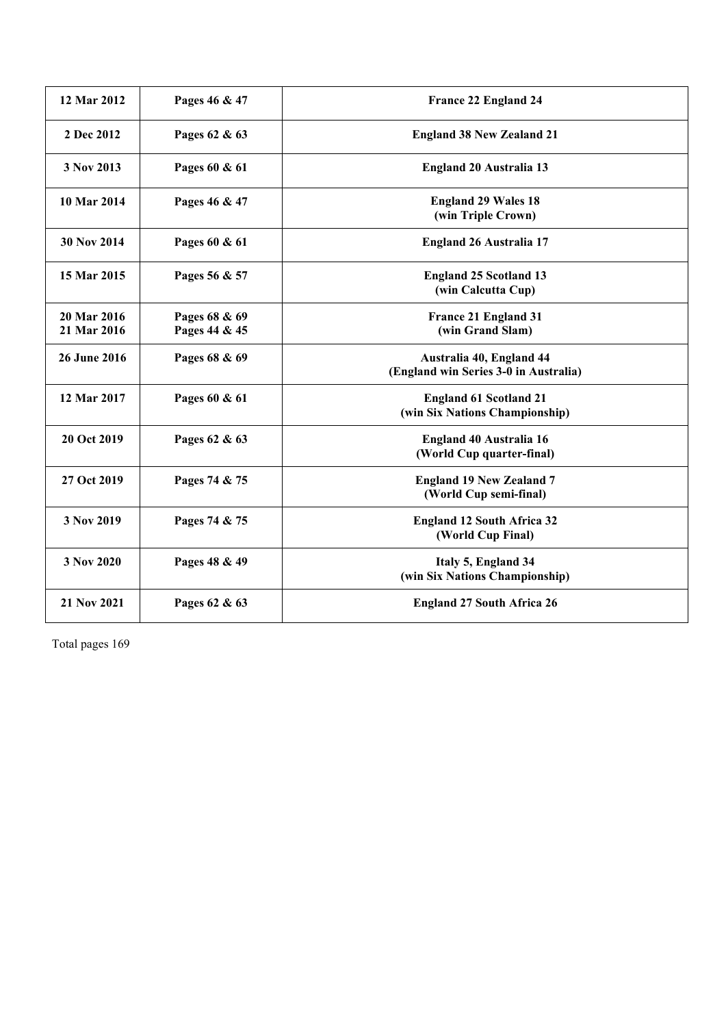| | | |
|---|---|---|
| **12 Mar 2012** | **Pages 46 & 47** | **France 22 England 24** |
| **2 Dec 2012** | **Pages 62 & 63** | **England 38 New Zealand 21** |
| **3 Nov 2013** | **Pages 60 & 61** | **England 20 Australia 13** |
| **10 Mar 2014** | **Pages 46 & 47** | **England 29 Wales 18 (win Triple Crown)** |
| **30 Nov 2014** | **Pages 60 & 61** | **England 26 Australia 17** |
| **15 Mar 2015** | **Pages 56 & 57** | **England 25 Scotland 13 (win Calcutta Cup)** |
| **20 Mar 2016 21 Mar 2016** | **Pages 68 & 69 Pages 44 & 45** | **France 21 England 31 (win Grand Slam)** |
| **26 June 2016** | **Pages 68 & 69** | **Australia 40, England 44 (England win Series 3-0 in Australia)** |
| **12 Mar 2017** | **Pages 60 & 61** | **England 61 Scotland 21 (win Six Nations Championship)** |
| **20 Oct 2019** | **Pages 62 & 63** | **England 40 Australia 16 (World Cup quarter-final)** |
| **27 Oct 2019** | **Pages 74 & 75** | **England 19 New Zealand 7 (World Cup semi-final)** |
| **3 Nov 2019** | **Pages 74 & 75** | **England 12 South Africa 32 (World Cup Final)** |
| **3 Nov 2020** | **Pages 48 & 49** | **Italy 5, England 34 (win Six Nations Championship)** |
| **21 Nov 2021** | **Pages 62 & 63** | **England 27 South Africa 26** |

Total pages 169